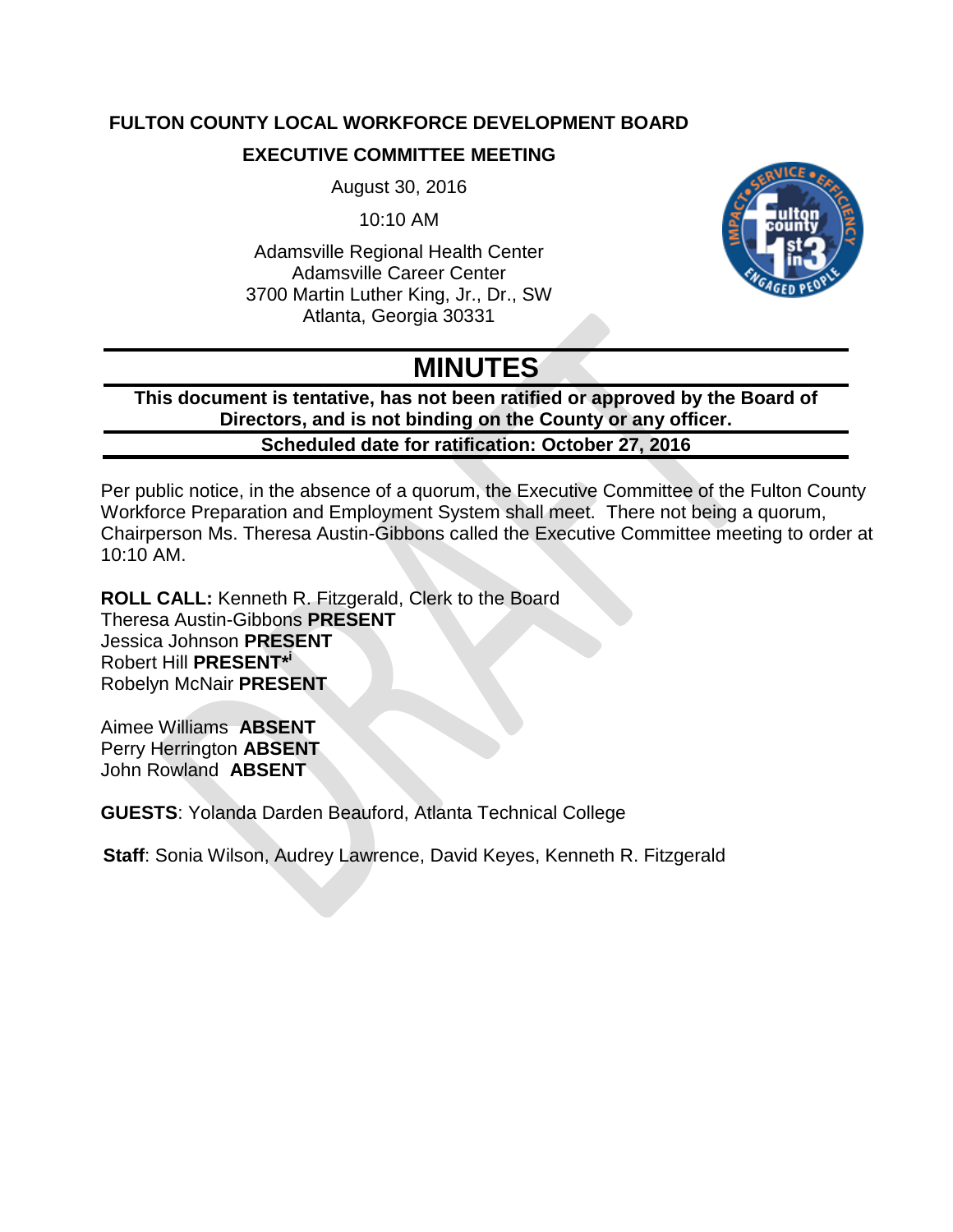**FULTON COUNTY LOCAL WORKFORCE DEVELOPMENT BOARD**

**EXECUTIVE COMMITTEE MEETING**

August 30, 2016

10:10 AM

Adamsville Regional Health Center
Adamsville Career Center
3700 Martin Luther King, Jr., Dr., SW
Atlanta, Georgia 30331

# MINUTES

**This document is tentative, has not been ratified or approved by the Board of Directors, and is not binding on the County or any officer.**

**Scheduled date for ratification: October 27, 2016**

Per public notice, in the absence of a quorum, the Executive Committee of the Fulton County Workforce Preparation and Employment System shall meet. There not being a quorum, Chairperson Ms. Theresa Austin-Gibbons called the Executive Committee meeting to order at 10:10 AM.

**ROLL CALL:** Kenneth R. Fitzgerald, Clerk to the Board
Theresa Austin-Gibbons **PRESENT**
Jessica Johnson **PRESENT**
Robert Hill **PRESENT***[i]
Robelyn McNair **PRESENT**

Aimee Williams **ABSENT**
Perry Herrington **ABSENT**
John Rowland **ABSENT**

**GUESTS**: Yolanda Darden Beauford, Atlanta Technical College

**Staff**: Sonia Wilson, Audrey Lawrence, David Keyes, Kenneth R. Fitzgerald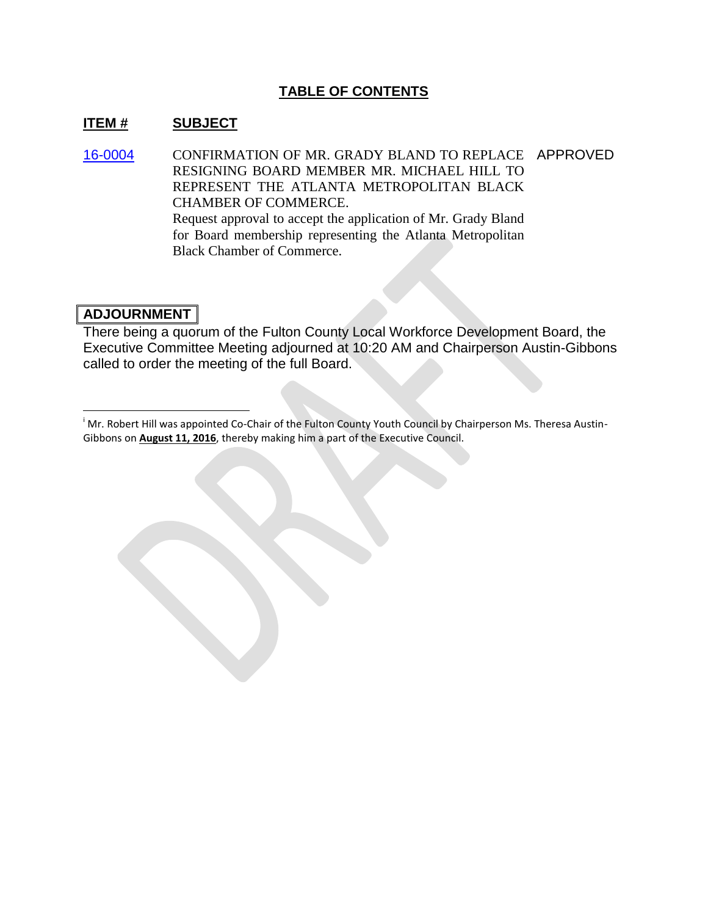## TABLE OF CONTENTS

| ITEM # | SUBJECT | |
|---|---|---|
| 16-0004 | CONFIRMATION OF MR. GRADY BLAND TO REPLACE RESIGNING BOARD MEMBER MR. MICHAEL HILL TO REPRESENT THE ATLANTA METROPOLITAN BLACK CHAMBER OF COMMERCE. Request approval to accept the application of Mr. Grady Bland for Board membership representing the Atlanta Metropolitan Black Chamber of Commerce. | APPROVED |

## ADJOURNMENT

There being a quorum of the Fulton County Local Workforce Development Board, the Executive Committee Meeting adjourned at 10:20 AM and Chairperson Austin-Gibbons called to order the meeting of the full Board.

---

[i] Mr. Robert Hill was appointed Co-Chair of the Fulton County Youth Council by Chairperson Ms. Theresa Austin-Gibbons on **August 11, 2016**, thereby making him a part of the Executive Council.